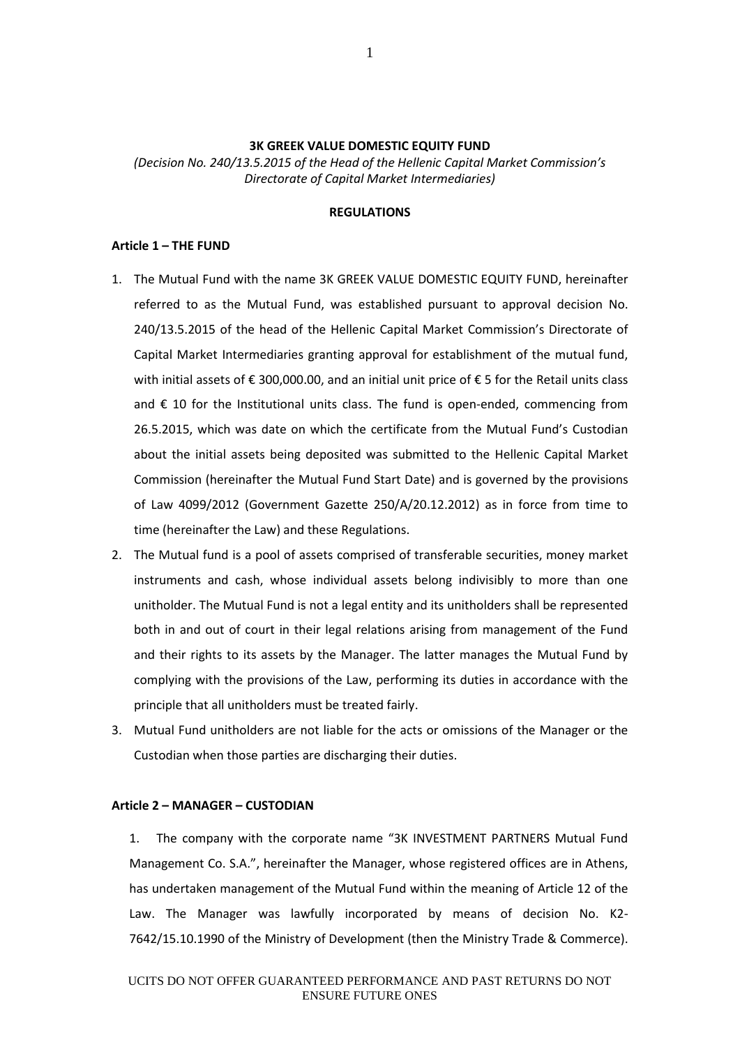**3K GREEK VALUE DOMESTIC EQUITY FUND**

*(Decision No. 240/13.5.2015 of the Head of the Hellenic Capital Market Commission's Directorate of Capital Market Intermediaries)*

**REGULATIONS**

**Article 1 – THE FUND**

1. The Mutual Fund with the name 3K GREEK VALUE DOMESTIC EQUITY FUND, hereinafter referred to as the Mutual Fund, was established pursuant to approval decision No. 240/13.5.2015 of the head of the Hellenic Capital Market Commission's Directorate of Capital Market Intermediaries granting approval for establishment of the mutual fund, with initial assets of € 300,000.00, and an initial unit price of € 5 for the Retail units class and € 10 for the Institutional units class. The fund is open-ended, commencing from 26.5.2015, which was date on which the certificate from the Mutual Fund's Custodian about the initial assets being deposited was submitted to the Hellenic Capital Market Commission (hereinafter the Mutual Fund Start Date) and is governed by the provisions of Law 4099/2012 (Government Gazette 250/A/20.12.2012) as in force from time to time (hereinafter the Law) and these Regulations.
2. The Mutual fund is a pool of assets comprised of transferable securities, money market instruments and cash, whose individual assets belong indivisibly to more than one unitholder. The Mutual Fund is not a legal entity and its unitholders shall be represented both in and out of court in their legal relations arising from management of the Fund and their rights to its assets by the Manager. The latter manages the Mutual Fund by complying with the provisions of the Law, performing its duties in accordance with the principle that all unitholders must be treated fairly.
3. Mutual Fund unitholders are not liable for the acts or omissions of the Manager or the Custodian when those parties are discharging their duties.

**Article 2 – MANAGER – CUSTODIAN**

1. The company with the corporate name "3K INVESTMENT PARTNERS Mutual Fund Management Co. S.A.", hereinafter the Manager, whose registered offices are in Athens, has undertaken management of the Mutual Fund within the meaning of Article 12 of the Law. The Manager was lawfully incorporated by means of decision No. K2-7642/15.10.1990 of the Ministry of Development (then the Ministry Trade & Commerce).

UCITS DO NOT OFFER GUARANTEED PERFORMANCE AND PAST RETURNS DO NOT ENSURE FUTURE ONES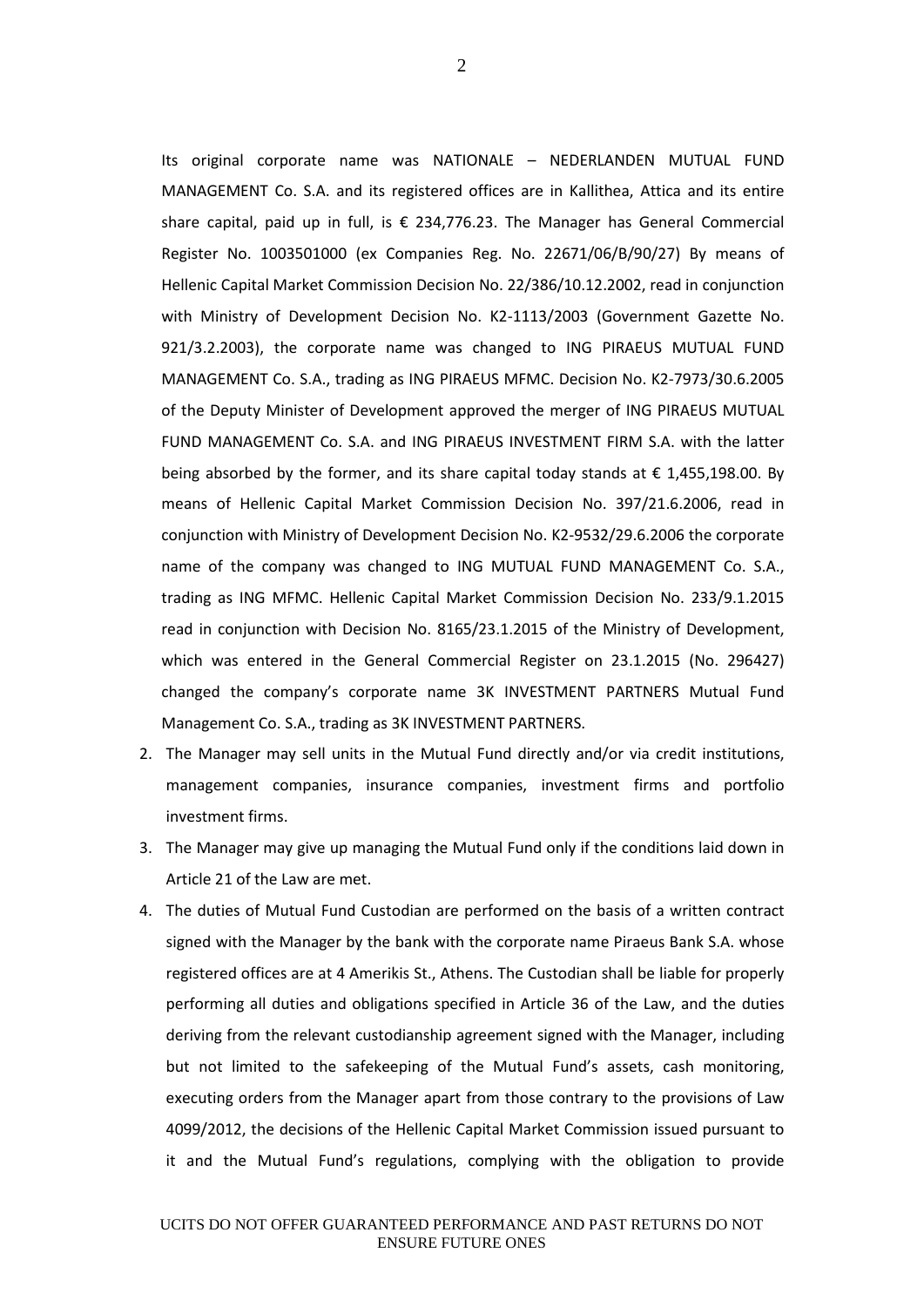Its original corporate name was NATIONALE – NEDERLANDEN MUTUAL FUND MANAGEMENT Co. S.A. and its registered offices are in Kallithea, Attica and its entire share capital, paid up in full, is € 234,776.23. The Manager has General Commercial Register No. 1003501000 (ex Companies Reg. No. 22671/06/B/90/27) By means of Hellenic Capital Market Commission Decision No. 22/386/10.12.2002, read in conjunction with Ministry of Development Decision No. K2-1113/2003 (Government Gazette No. 921/3.2.2003), the corporate name was changed to ING PIRAEUS MUTUAL FUND MANAGEMENT Co. S.A., trading as ING PIRAEUS MFMC. Decision No. K2-7973/30.6.2005 of the Deputy Minister of Development approved the merger of ING PIRAEUS MUTUAL FUND MANAGEMENT Co. S.A. and ING PIRAEUS INVESTMENT FIRM S.A. with the latter being absorbed by the former, and its share capital today stands at € 1,455,198.00. By means of Hellenic Capital Market Commission Decision No. 397/21.6.2006, read in conjunction with Ministry of Development Decision No. K2-9532/29.6.2006 the corporate name of the company was changed to ING MUTUAL FUND MANAGEMENT Co. S.A., trading as ING MFMC. Hellenic Capital Market Commission Decision No. 233/9.1.2015 read in conjunction with Decision No. 8165/23.1.2015 of the Ministry of Development, which was entered in the General Commercial Register on 23.1.2015 (No. 296427) changed the company's corporate name 3K INVESTMENT PARTNERS Mutual Fund Management Co. S.A., trading as 3K INVESTMENT PARTNERS.

2. The Manager may sell units in the Mutual Fund directly and/or via credit institutions, management companies, insurance companies, investment firms and portfolio investment firms.
3. The Manager may give up managing the Mutual Fund only if the conditions laid down in Article 21 of the Law are met.
4. The duties of Mutual Fund Custodian are performed on the basis of a written contract signed with the Manager by the bank with the corporate name Piraeus Bank S.A. whose registered offices are at 4 Amerikis St., Athens. The Custodian shall be liable for properly performing all duties and obligations specified in Article 36 of the Law, and the duties deriving from the relevant custodianship agreement signed with the Manager, including but not limited to the safekeeping of the Mutual Fund's assets, cash monitoring, executing orders from the Manager apart from those contrary to the provisions of Law 4099/2012, the decisions of the Hellenic Capital Market Commission issued pursuant to it and the Mutual Fund's regulations, complying with the obligation to provide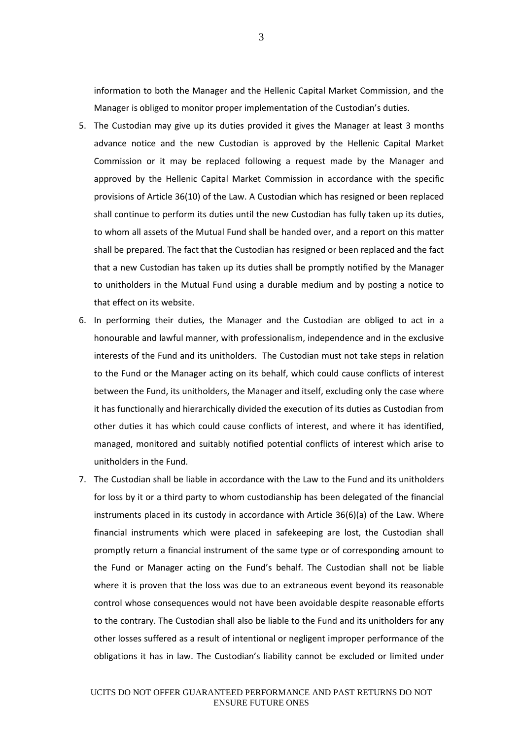information to both the Manager and the Hellenic Capital Market Commission, and the Manager is obliged to monitor proper implementation of the Custodian's duties.

5. The Custodian may give up its duties provided it gives the Manager at least 3 months advance notice and the new Custodian is approved by the Hellenic Capital Market Commission or it may be replaced following a request made by the Manager and approved by the Hellenic Capital Market Commission in accordance with the specific provisions of Article 36(10) of the Law. A Custodian which has resigned or been replaced shall continue to perform its duties until the new Custodian has fully taken up its duties, to whom all assets of the Mutual Fund shall be handed over, and a report on this matter shall be prepared. The fact that the Custodian has resigned or been replaced and the fact that a new Custodian has taken up its duties shall be promptly notified by the Manager to unitholders in the Mutual Fund using a durable medium and by posting a notice to that effect on its website.
6. In performing their duties, the Manager and the Custodian are obliged to act in a honourable and lawful manner, with professionalism, independence and in the exclusive interests of the Fund and its unitholders. The Custodian must not take steps in relation to the Fund or the Manager acting on its behalf, which could cause conflicts of interest between the Fund, its unitholders, the Manager and itself, excluding only the case where it has functionally and hierarchically divided the execution of its duties as Custodian from other duties it has which could cause conflicts of interest, and where it has identified, managed, monitored and suitably notified potential conflicts of interest which arise to unitholders in the Fund.
7. The Custodian shall be liable in accordance with the Law to the Fund and its unitholders for loss by it or a third party to whom custodianship has been delegated of the financial instruments placed in its custody in accordance with Article 36(6)(a) of the Law. Where financial instruments which were placed in safekeeping are lost, the Custodian shall promptly return a financial instrument of the same type or of corresponding amount to the Fund or Manager acting on the Fund's behalf. The Custodian shall not be liable where it is proven that the loss was due to an extraneous event beyond its reasonable control whose consequences would not have been avoidable despite reasonable efforts to the contrary. The Custodian shall also be liable to the Fund and its unitholders for any other losses suffered as a result of intentional or negligent improper performance of the obligations it has in law. The Custodian's liability cannot be excluded or limited under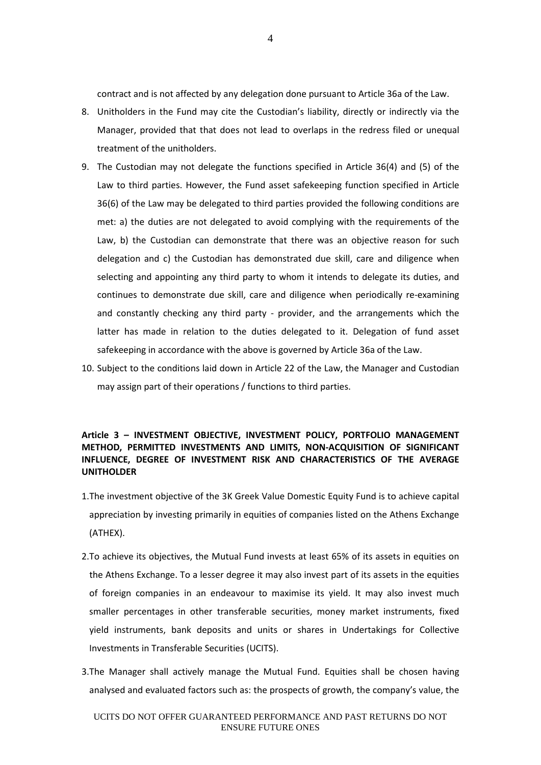contract and is not affected by any delegation done pursuant to Article 36a of the Law.

8. Unitholders in the Fund may cite the Custodian's liability, directly or indirectly via the Manager, provided that that does not lead to overlaps in the redress filed or unequal treatment of the unitholders.
9. The Custodian may not delegate the functions specified in Article 36(4) and (5) of the Law to third parties. However, the Fund asset safekeeping function specified in Article 36(6) of the Law may be delegated to third parties provided the following conditions are met: a) the duties are not delegated to avoid complying with the requirements of the Law, b) the Custodian can demonstrate that there was an objective reason for such delegation and c) the Custodian has demonstrated due skill, care and diligence when selecting and appointing any third party to whom it intends to delegate its duties, and continues to demonstrate due skill, care and diligence when periodically re-examining and constantly checking any third party - provider, and the arrangements which the latter has made in relation to the duties delegated to it. Delegation of fund asset safekeeping in accordance with the above is governed by Article 36a of the Law.
10. Subject to the conditions laid down in Article 22 of the Law, the Manager and Custodian may assign part of their operations / functions to third parties.

## Article 3 – INVESTMENT OBJECTIVE, INVESTMENT POLICY, PORTFOLIO MANAGEMENT METHOD, PERMITTED INVESTMENTS AND LIMITS, NON-ACQUISITION OF SIGNIFICANT INFLUENCE, DEGREE OF INVESTMENT RISK AND CHARACTERISTICS OF THE AVERAGE UNITHOLDER

1. The investment objective of the 3K Greek Value Domestic Equity Fund is to achieve capital appreciation by investing primarily in equities of companies listed on the Athens Exchange (ATHEX).
2. To achieve its objectives, the Mutual Fund invests at least 65% of its assets in equities on the Athens Exchange. To a lesser degree it may also invest part of its assets in the equities of foreign companies in an endeavour to maximise its yield. It may also invest much smaller percentages in other transferable securities, money market instruments, fixed yield instruments, bank deposits and units or shares in Undertakings for Collective Investments in Transferable Securities (UCITS).
3. The Manager shall actively manage the Mutual Fund. Equities shall be chosen having analysed and evaluated factors such as: the prospects of growth, the company's value, the

UCITS DO NOT OFFER GUARANTEED PERFORMANCE AND PAST RETURNS DO NOT ENSURE FUTURE ONES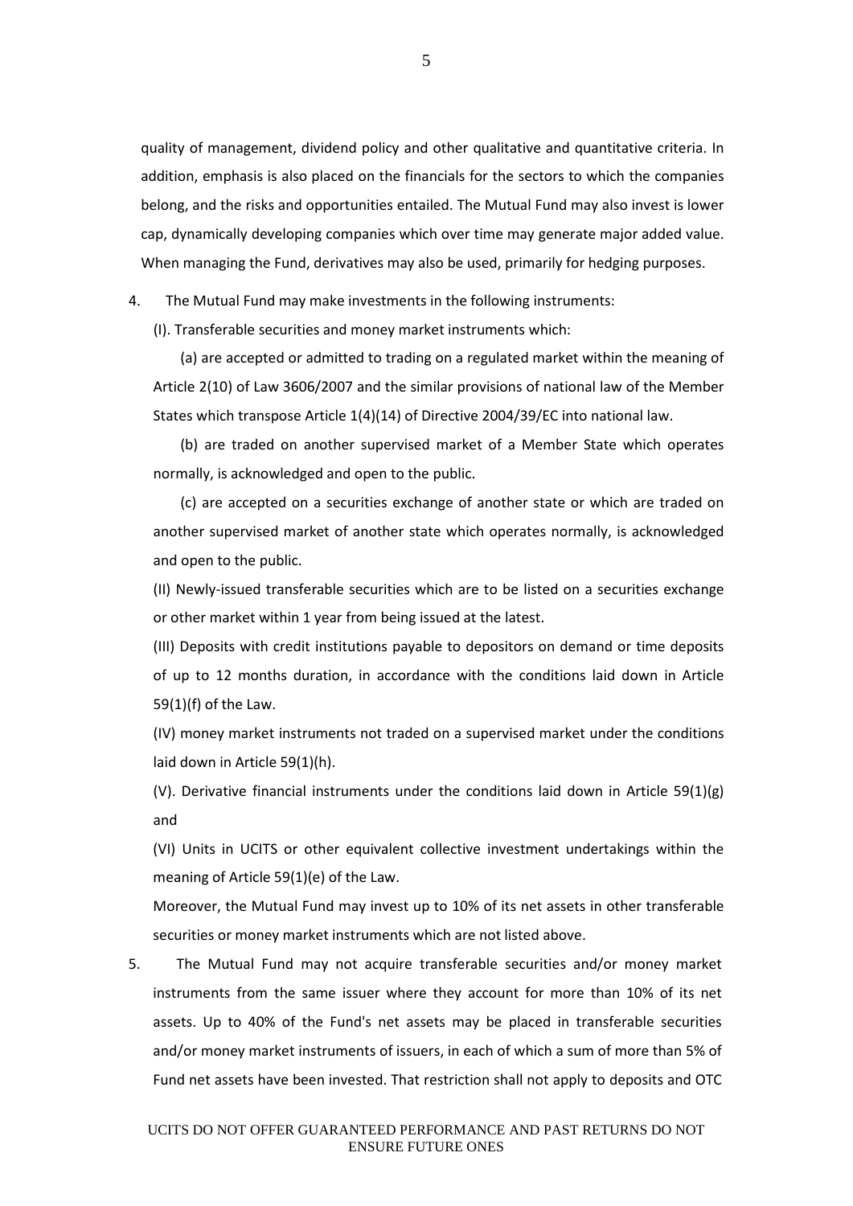quality of management, dividend policy and other qualitative and quantitative criteria. In addition, emphasis is also placed on the financials for the sectors to which the companies belong, and the risks and opportunities entailed. The Mutual Fund may also invest is lower cap, dynamically developing companies which over time may generate major added value. When managing the Fund, derivatives may also be used, primarily for hedging purposes.

4. The Mutual Fund may make investments in the following instruments:

   (I). Transferable securities and money market instruments which:

   (a) are accepted or admitted to trading on a regulated market within the meaning of Article 2(10) of Law 3606/2007 and the similar provisions of national law of the Member States which transpose Article 1(4)(14) of Directive 2004/39/EC into national law.

   (b) are traded on another supervised market of a Member State which operates normally, is acknowledged and open to the public.

   (c) are accepted on a securities exchange of another state or which are traded on another supervised market of another state which operates normally, is acknowledged and open to the public.

   (II) Newly-issued transferable securities which are to be listed on a securities exchange or other market within 1 year from being issued at the latest.

   (III) Deposits with credit institutions payable to depositors on demand or time deposits of up to 12 months duration, in accordance with the conditions laid down in Article 59(1)(f) of the Law.

   (IV) money market instruments not traded on a supervised market under the conditions laid down in Article 59(1)(h).

   (V). Derivative financial instruments under the conditions laid down in Article 59(1)(g) and

   (VI) Units in UCITS or other equivalent collective investment undertakings within the meaning of Article 59(1)(e) of the Law.

   Moreover, the Mutual Fund may invest up to 10% of its net assets in other transferable securities or money market instruments which are not listed above.

5. The Mutual Fund may not acquire transferable securities and/or money market instruments from the same issuer where they account for more than 10% of its net assets. Up to 40% of the Fund's net assets may be placed in transferable securities and/or money market instruments of issuers, in each of which a sum of more than 5% of Fund net assets have been invested. That restriction shall not apply to deposits and OTC

UCITS DO NOT OFFER GUARANTEED PERFORMANCE AND PAST RETURNS DO NOT ENSURE FUTURE ONES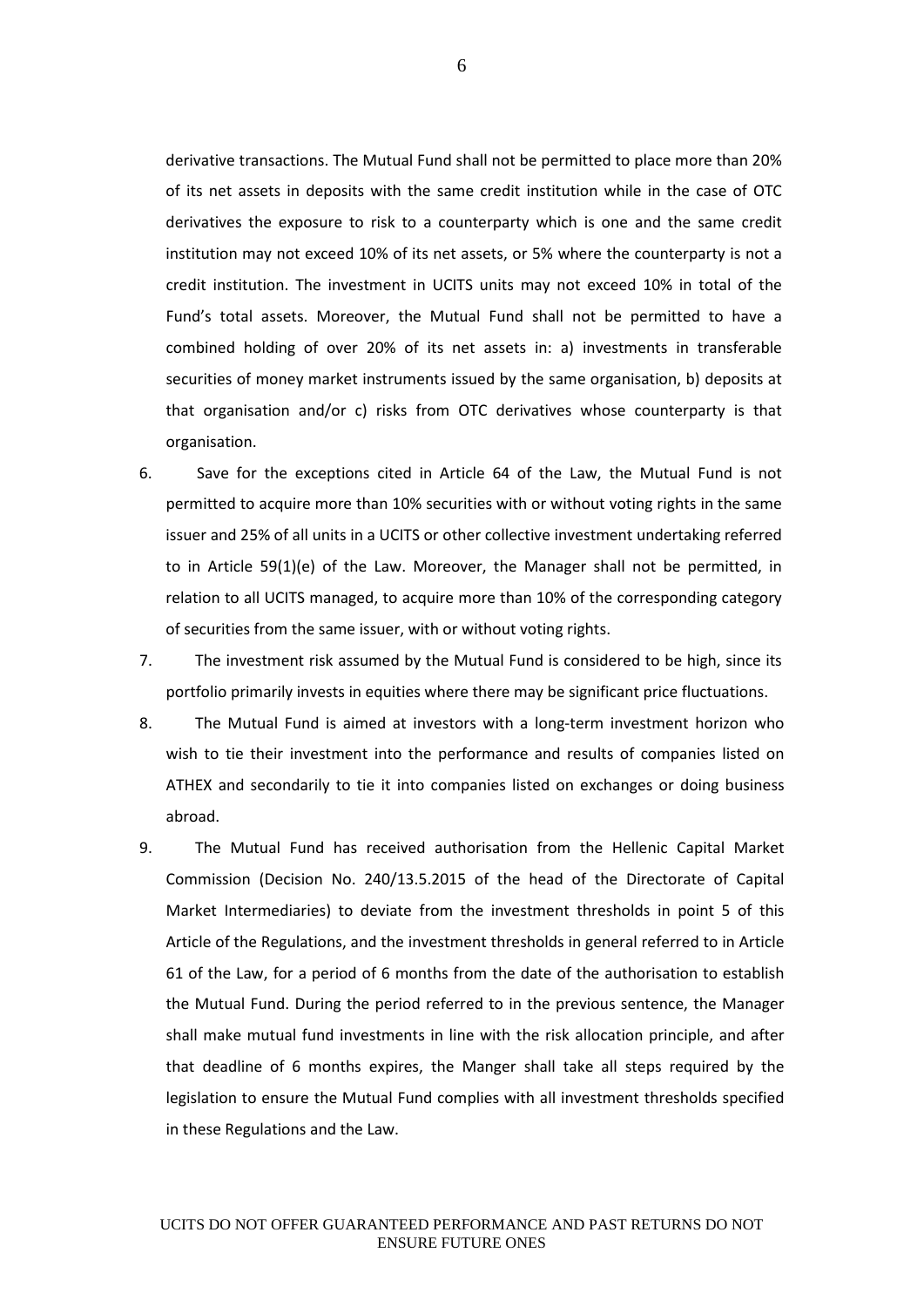derivative transactions. The Mutual Fund shall not be permitted to place more than 20% of its net assets in deposits with the same credit institution while in the case of OTC derivatives the exposure to risk to a counterparty which is one and the same credit institution may not exceed 10% of its net assets, or 5% where the counterparty is not a credit institution. The investment in UCITS units may not exceed 10% in total of the Fund's total assets. Moreover, the Mutual Fund shall not be permitted to have a combined holding of over 20% of its net assets in: a) investments in transferable securities of money market instruments issued by the same organisation, b) deposits at that organisation and/or c) risks from OTC derivatives whose counterparty is that organisation.

6. Save for the exceptions cited in Article 64 of the Law, the Mutual Fund is not permitted to acquire more than 10% securities with or without voting rights in the same issuer and 25% of all units in a UCITS or other collective investment undertaking referred to in Article 59(1)(e) of the Law. Moreover, the Manager shall not be permitted, in relation to all UCITS managed, to acquire more than 10% of the corresponding category of securities from the same issuer, with or without voting rights.

7. The investment risk assumed by the Mutual Fund is considered to be high, since its portfolio primarily invests in equities where there may be significant price fluctuations.

8. The Mutual Fund is aimed at investors with a long-term investment horizon who wish to tie their investment into the performance and results of companies listed on ATHEX and secondarily to tie it into companies listed on exchanges or doing business abroad.

9. The Mutual Fund has received authorisation from the Hellenic Capital Market Commission (Decision No. 240/13.5.2015 of the head of the Directorate of Capital Market Intermediaries) to deviate from the investment thresholds in point 5 of this Article of the Regulations, and the investment thresholds in general referred to in Article 61 of the Law, for a period of 6 months from the date of the authorisation to establish the Mutual Fund. During the period referred to in the previous sentence, the Manager shall make mutual fund investments in line with the risk allocation principle, and after that deadline of 6 months expires, the Manger shall take all steps required by the legislation to ensure the Mutual Fund complies with all investment thresholds specified in these Regulations and the Law.

UCITS DO NOT OFFER GUARANTEED PERFORMANCE AND PAST RETURNS DO NOT ENSURE FUTURE ONES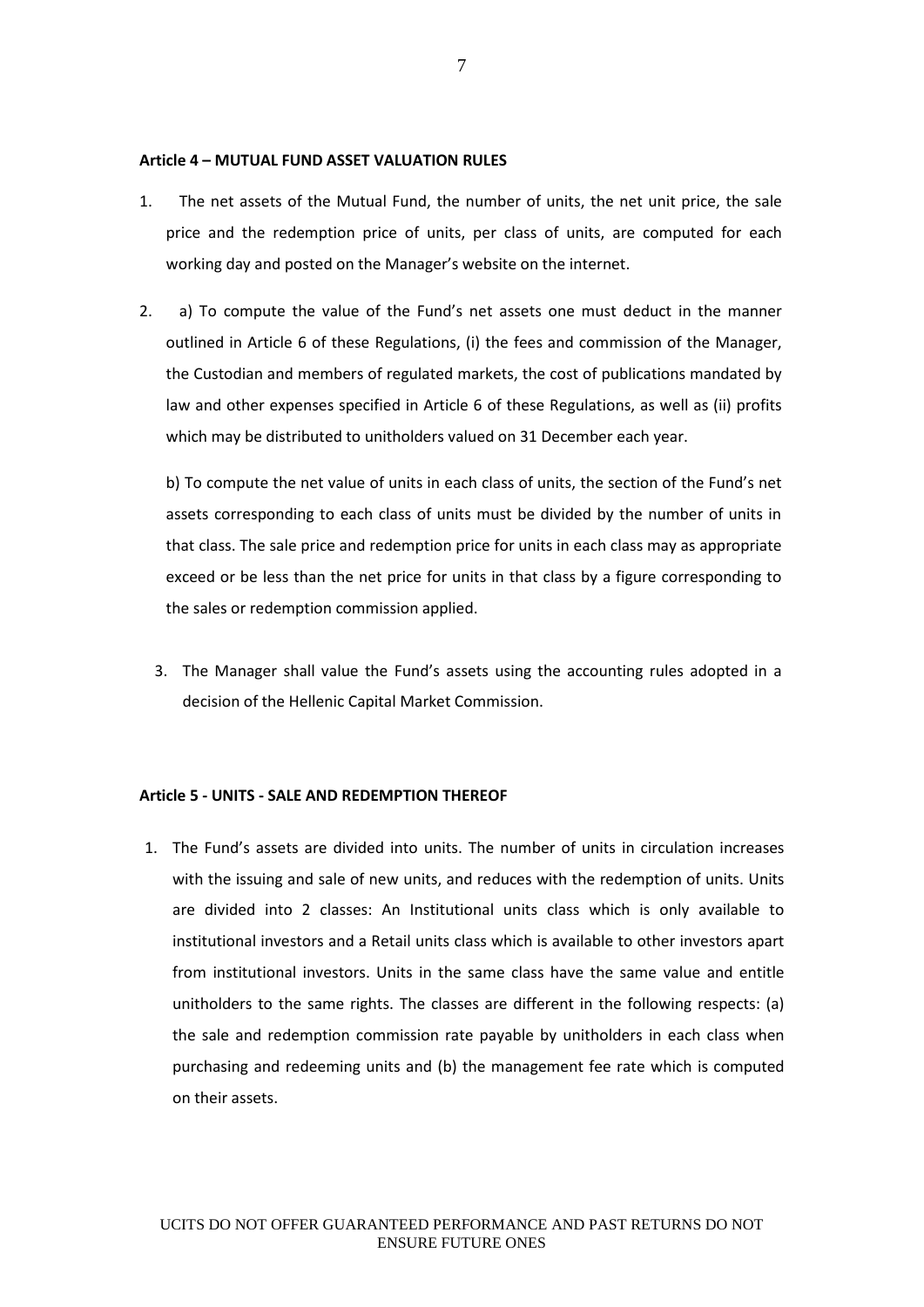**Article 4 – MUTUAL FUND ASSET VALUATION RULES**

1. The net assets of the Mutual Fund, the number of units, the net unit price, the sale price and the redemption price of units, per class of units, are computed for each working day and posted on the Manager's website on the internet.

2. a) To compute the value of the Fund's net assets one must deduct in the manner outlined in Article 6 of these Regulations, (i) the fees and commission of the Manager, the Custodian and members of regulated markets, the cost of publications mandated by law and other expenses specified in Article 6 of these Regulations, as well as (ii) profits which may be distributed to unitholders valued on 31 December each year.

   b) To compute the net value of units in each class of units, the section of the Fund's net assets corresponding to each class of units must be divided by the number of units in that class. The sale price and redemption price for units in each class may as appropriate exceed or be less than the net price for units in that class by a figure corresponding to the sales or redemption commission applied.

3. The Manager shall value the Fund's assets using the accounting rules adopted in a decision of the Hellenic Capital Market Commission.

**Article 5 - UNITS - SALE AND REDEMPTION THEREOF**

1. The Fund's assets are divided into units. The number of units in circulation increases with the issuing and sale of new units, and reduces with the redemption of units. Units are divided into 2 classes: An Institutional units class which is only available to institutional investors and a Retail units class which is available to other investors apart from institutional investors. Units in the same class have the same value and entitle unitholders to the same rights. The classes are different in the following respects: (a) the sale and redemption commission rate payable by unitholders in each class when purchasing and redeeming units and (b) the management fee rate which is computed on their assets.

UCITS DO NOT OFFER GUARANTEED PERFORMANCE AND PAST RETURNS DO NOT ENSURE FUTURE ONES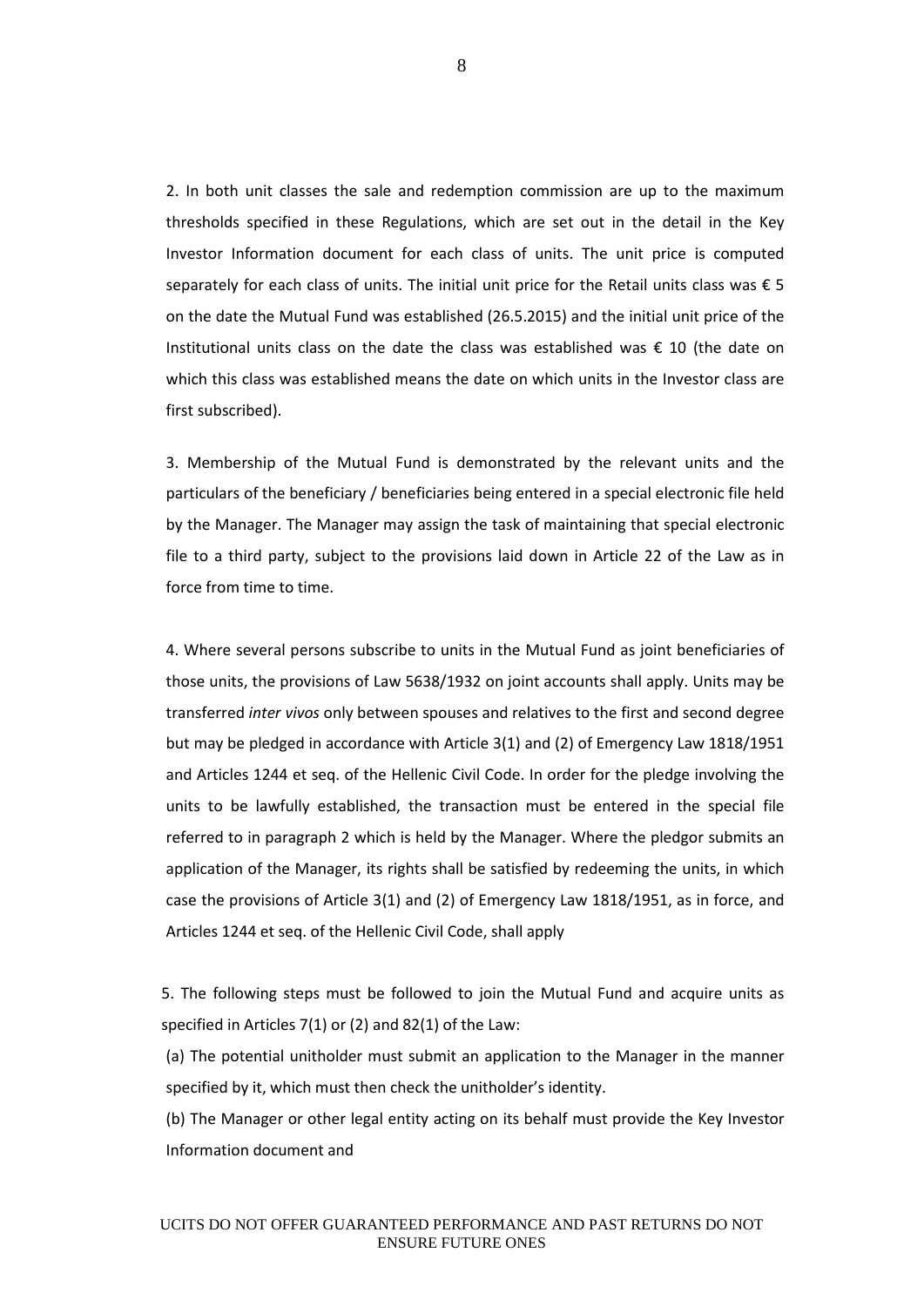2. In both unit classes the sale and redemption commission are up to the maximum thresholds specified in these Regulations, which are set out in the detail in the Key Investor Information document for each class of units. The unit price is computed separately for each class of units. The initial unit price for the Retail units class was € 5 on the date the Mutual Fund was established (26.5.2015) and the initial unit price of the Institutional units class on the date the class was established was € 10 (the date on which this class was established means the date on which units in the Investor class are first subscribed).

3. Membership of the Mutual Fund is demonstrated by the relevant units and the particulars of the beneficiary / beneficiaries being entered in a special electronic file held by the Manager. The Manager may assign the task of maintaining that special electronic file to a third party, subject to the provisions laid down in Article 22 of the Law as in force from time to time.

4. Where several persons subscribe to units in the Mutual Fund as joint beneficiaries of those units, the provisions of Law 5638/1932 on joint accounts shall apply. Units may be transferred *inter vivos* only between spouses and relatives to the first and second degree but may be pledged in accordance with Article 3(1) and (2) of Emergency Law 1818/1951 and Articles 1244 et seq. of the Hellenic Civil Code. In order for the pledge involving the units to be lawfully established, the transaction must be entered in the special file referred to in paragraph 2 which is held by the Manager. Where the pledgor submits an application of the Manager, its rights shall be satisfied by redeeming the units, in which case the provisions of Article 3(1) and (2) of Emergency Law 1818/1951, as in force, and Articles 1244 et seq. of the Hellenic Civil Code, shall apply

5. The following steps must be followed to join the Mutual Fund and acquire units as specified in Articles 7(1) or (2) and 82(1) of the Law:

(a) The potential unitholder must submit an application to the Manager in the manner specified by it, which must then check the unitholder's identity.

(b) The Manager or other legal entity acting on its behalf must provide the Key Investor Information document and

UCITS DO NOT OFFER GUARANTEED PERFORMANCE AND PAST RETURNS DO NOT ENSURE FUTURE ONES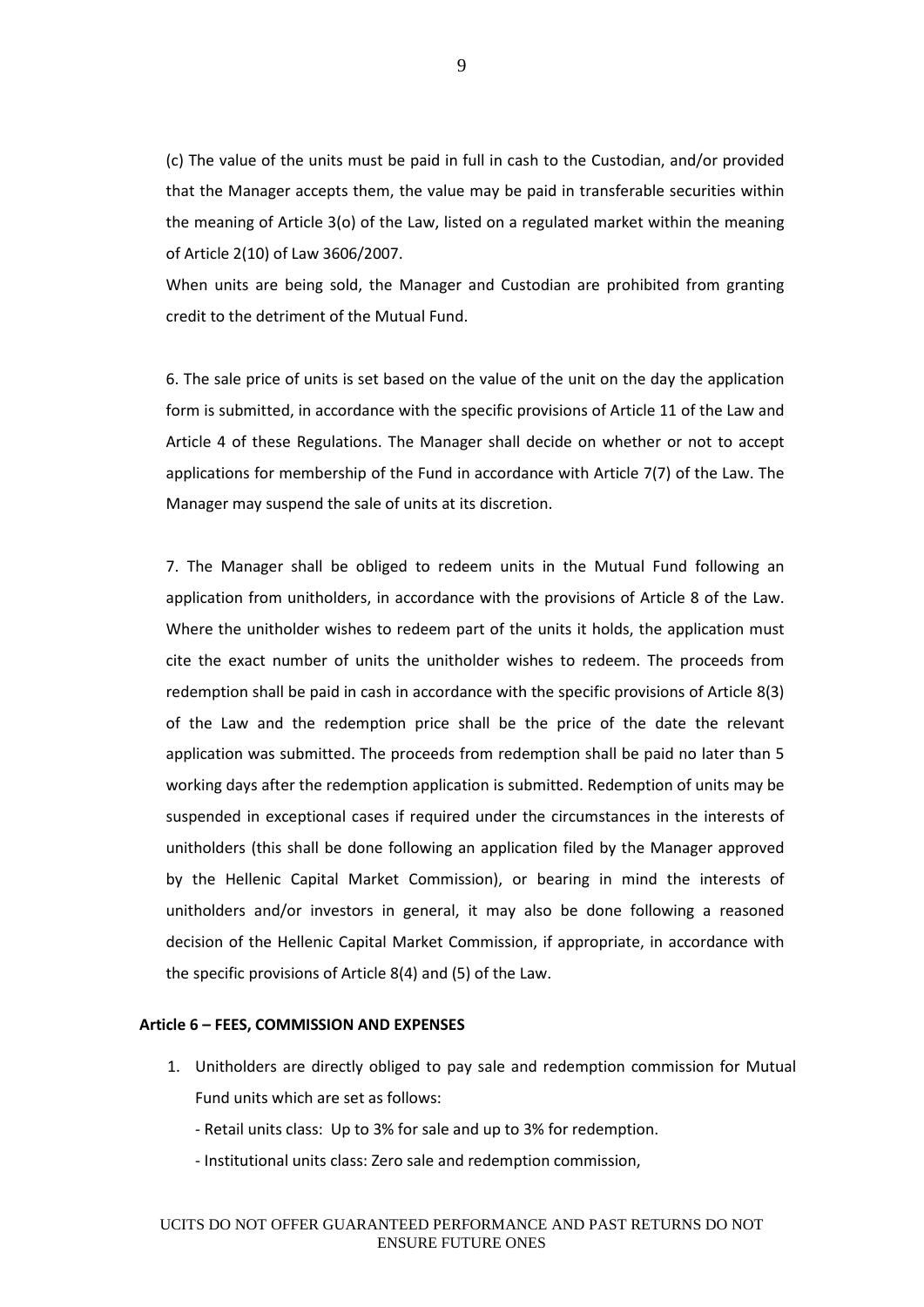(c) The value of the units must be paid in full in cash to the Custodian, and/or provided that the Manager accepts them, the value may be paid in transferable securities within the meaning of Article 3(o) of the Law, listed on a regulated market within the meaning of Article 2(10) of Law 3606/2007.

When units are being sold, the Manager and Custodian are prohibited from granting credit to the detriment of the Mutual Fund.

6. The sale price of units is set based on the value of the unit on the day the application form is submitted, in accordance with the specific provisions of Article 11 of the Law and Article 4 of these Regulations. The Manager shall decide on whether or not to accept applications for membership of the Fund in accordance with Article 7(7) of the Law. The Manager may suspend the sale of units at its discretion.

7. The Manager shall be obliged to redeem units in the Mutual Fund following an application from unitholders, in accordance with the provisions of Article 8 of the Law. Where the unitholder wishes to redeem part of the units it holds, the application must cite the exact number of units the unitholder wishes to redeem. The proceeds from redemption shall be paid in cash in accordance with the specific provisions of Article 8(3) of the Law and the redemption price shall be the price of the date the relevant application was submitted. The proceeds from redemption shall be paid no later than 5 working days after the redemption application is submitted. Redemption of units may be suspended in exceptional cases if required under the circumstances in the interests of unitholders (this shall be done following an application filed by the Manager approved by the Hellenic Capital Market Commission), or bearing in mind the interests of unitholders and/or investors in general, it may also be done following a reasoned decision of the Hellenic Capital Market Commission, if appropriate, in accordance with the specific provisions of Article 8(4) and (5) of the Law.

**Article 6 – FEES, COMMISSION AND EXPENSES**

1. Unitholders are directly obliged to pay sale and redemption commission for Mutual Fund units which are set as follows:

   - Retail units class: Up to 3% for sale and up to 3% for redemption.

   - Institutional units class: Zero sale and redemption commission,

UCITS DO NOT OFFER GUARANTEED PERFORMANCE AND PAST RETURNS DO NOT ENSURE FUTURE ONES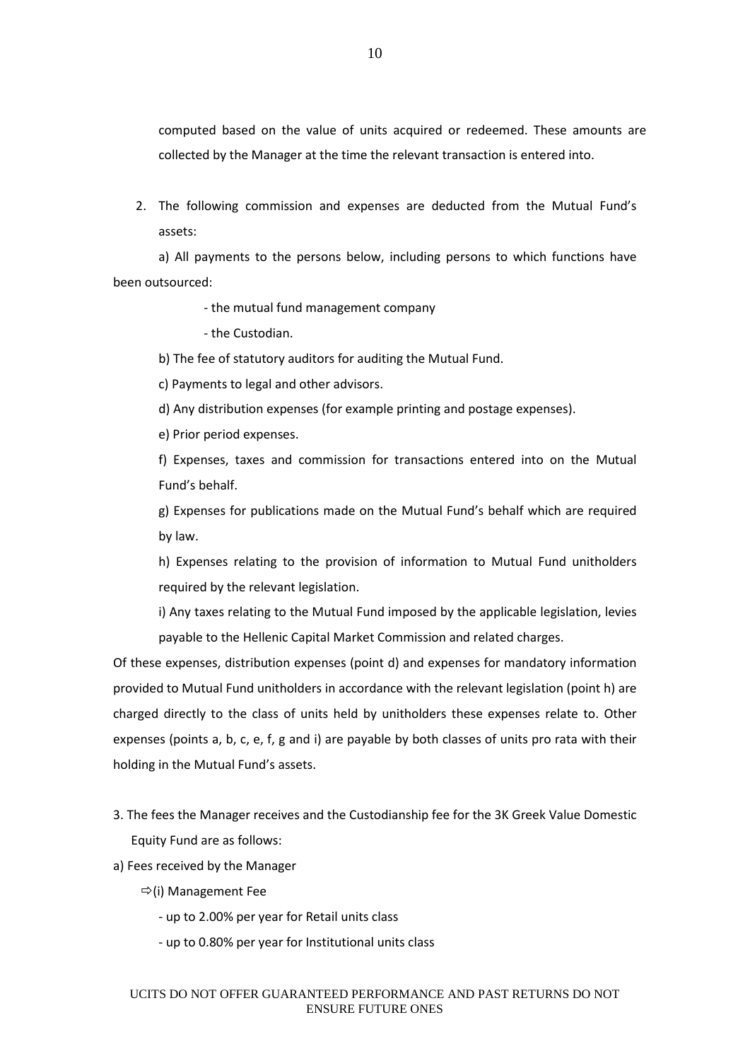computed based on the value of units acquired or redeemed. These amounts are collected by the Manager at the time the relevant transaction is entered into.

2. The following commission and expenses are deducted from the Mutual Fund's assets:

a) All payments to the persons below, including persons to which functions have been outsourced:

- the mutual fund management company
- the Custodian.

b) The fee of statutory auditors for auditing the Mutual Fund.

c) Payments to legal and other advisors.

d) Any distribution expenses (for example printing and postage expenses).

e) Prior period expenses.

f) Expenses, taxes and commission for transactions entered into on the Mutual Fund's behalf.

g) Expenses for publications made on the Mutual Fund's behalf which are required by law.

h) Expenses relating to the provision of information to Mutual Fund unitholders required by the relevant legislation.

i) Any taxes relating to the Mutual Fund imposed by the applicable legislation, levies payable to the Hellenic Capital Market Commission and related charges.

Of these expenses, distribution expenses (point d) and expenses for mandatory information provided to Mutual Fund unitholders in accordance with the relevant legislation (point h) are charged directly to the class of units held by unitholders these expenses relate to. Other expenses (points a, b, c, e, f, g and i) are payable by both classes of units pro rata with their holding in the Mutual Fund's assets.

3. The fees the Manager receives and the Custodianship fee for the 3K Greek Value Domestic Equity Fund are as follows:

a) Fees received by the Manager

⇨(i) Management Fee

- up to 2.00% per year for Retail units class
- up to 0.80% per year for Institutional units class

UCITS DO NOT OFFER GUARANTEED PERFORMANCE AND PAST RETURNS DO NOT ENSURE FUTURE ONES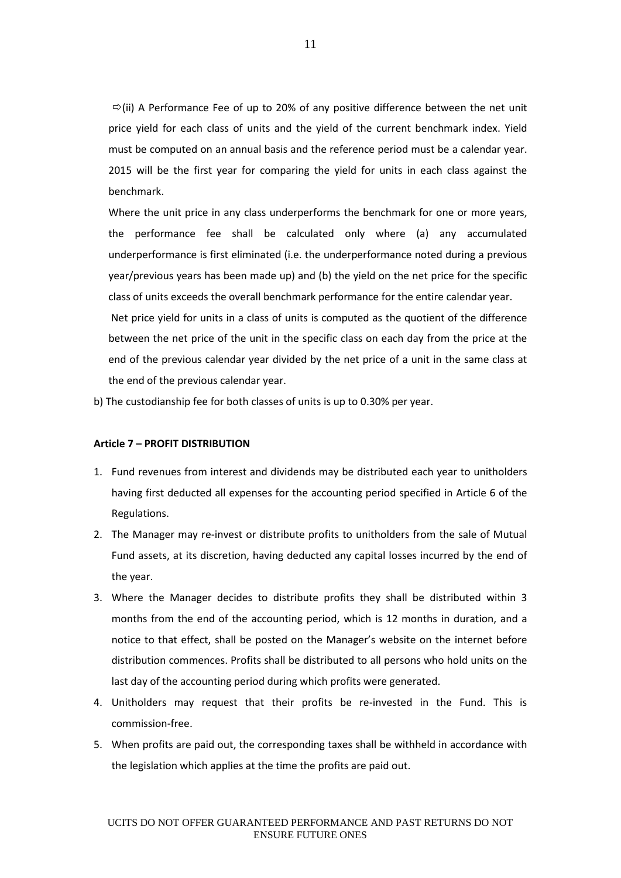⇨(ii) A Performance Fee of up to 20% of any positive difference between the net unit price yield for each class of units and the yield of the current benchmark index. Yield must be computed on an annual basis and the reference period must be a calendar year. 2015 will be the first year for comparing the yield for units in each class against the benchmark.

Where the unit price in any class underperforms the benchmark for one or more years, the performance fee shall be calculated only where (a) any accumulated underperformance is first eliminated (i.e. the underperformance noted during a previous year/previous years has been made up) and (b) the yield on the net price for the specific class of units exceeds the overall benchmark performance for the entire calendar year.

Net price yield for units in a class of units is computed as the quotient of the difference between the net price of the unit in the specific class on each day from the price at the end of the previous calendar year divided by the net price of a unit in the same class at the end of the previous calendar year.

b) The custodianship fee for both classes of units is up to 0.30% per year.

**Article 7 – PROFIT DISTRIBUTION**

1. Fund revenues from interest and dividends may be distributed each year to unitholders having first deducted all expenses for the accounting period specified in Article 6 of the Regulations.
2. The Manager may re-invest or distribute profits to unitholders from the sale of Mutual Fund assets, at its discretion, having deducted any capital losses incurred by the end of the year.
3. Where the Manager decides to distribute profits they shall be distributed within 3 months from the end of the accounting period, which is 12 months in duration, and a notice to that effect, shall be posted on the Manager's website on the internet before distribution commences. Profits shall be distributed to all persons who hold units on the last day of the accounting period during which profits were generated.
4. Unitholders may request that their profits be re-invested in the Fund. This is commission-free.
5. When profits are paid out, the corresponding taxes shall be withheld in accordance with the legislation which applies at the time the profits are paid out.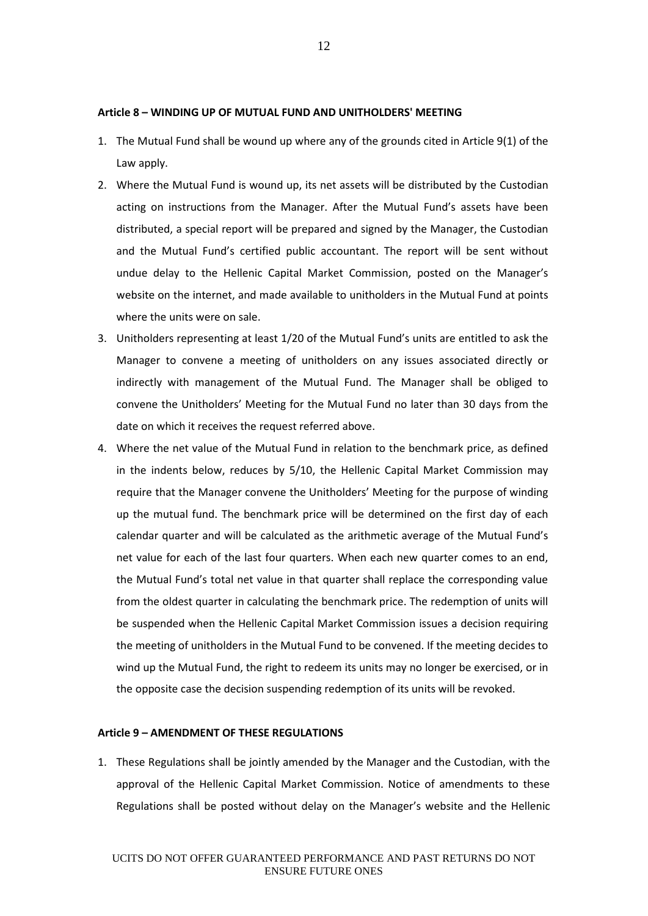**Article 8 – WINDING UP OF MUTUAL FUND AND UNITHOLDERS' MEETING**

1. The Mutual Fund shall be wound up where any of the grounds cited in Article 9(1) of the Law apply.
2. Where the Mutual Fund is wound up, its net assets will be distributed by the Custodian acting on instructions from the Manager. After the Mutual Fund's assets have been distributed, a special report will be prepared and signed by the Manager, the Custodian and the Mutual Fund's certified public accountant. The report will be sent without undue delay to the Hellenic Capital Market Commission, posted on the Manager's website on the internet, and made available to unitholders in the Mutual Fund at points where the units were on sale.
3. Unitholders representing at least 1/20 of the Mutual Fund's units are entitled to ask the Manager to convene a meeting of unitholders on any issues associated directly or indirectly with management of the Mutual Fund. The Manager shall be obliged to convene the Unitholders' Meeting for the Mutual Fund no later than 30 days from the date on which it receives the request referred above.
4. Where the net value of the Mutual Fund in relation to the benchmark price, as defined in the indents below, reduces by 5/10, the Hellenic Capital Market Commission may require that the Manager convene the Unitholders' Meeting for the purpose of winding up the mutual fund. The benchmark price will be determined on the first day of each calendar quarter and will be calculated as the arithmetic average of the Mutual Fund's net value for each of the last four quarters. When each new quarter comes to an end, the Mutual Fund's total net value in that quarter shall replace the corresponding value from the oldest quarter in calculating the benchmark price. The redemption of units will be suspended when the Hellenic Capital Market Commission issues a decision requiring the meeting of unitholders in the Mutual Fund to be convened. If the meeting decides to wind up the Mutual Fund, the right to redeem its units may no longer be exercised, or in the opposite case the decision suspending redemption of its units will be revoked.

**Article 9 – AMENDMENT OF THESE REGULATIONS**

1. These Regulations shall be jointly amended by the Manager and the Custodian, with the approval of the Hellenic Capital Market Commission. Notice of amendments to these Regulations shall be posted without delay on the Manager's website and the Hellenic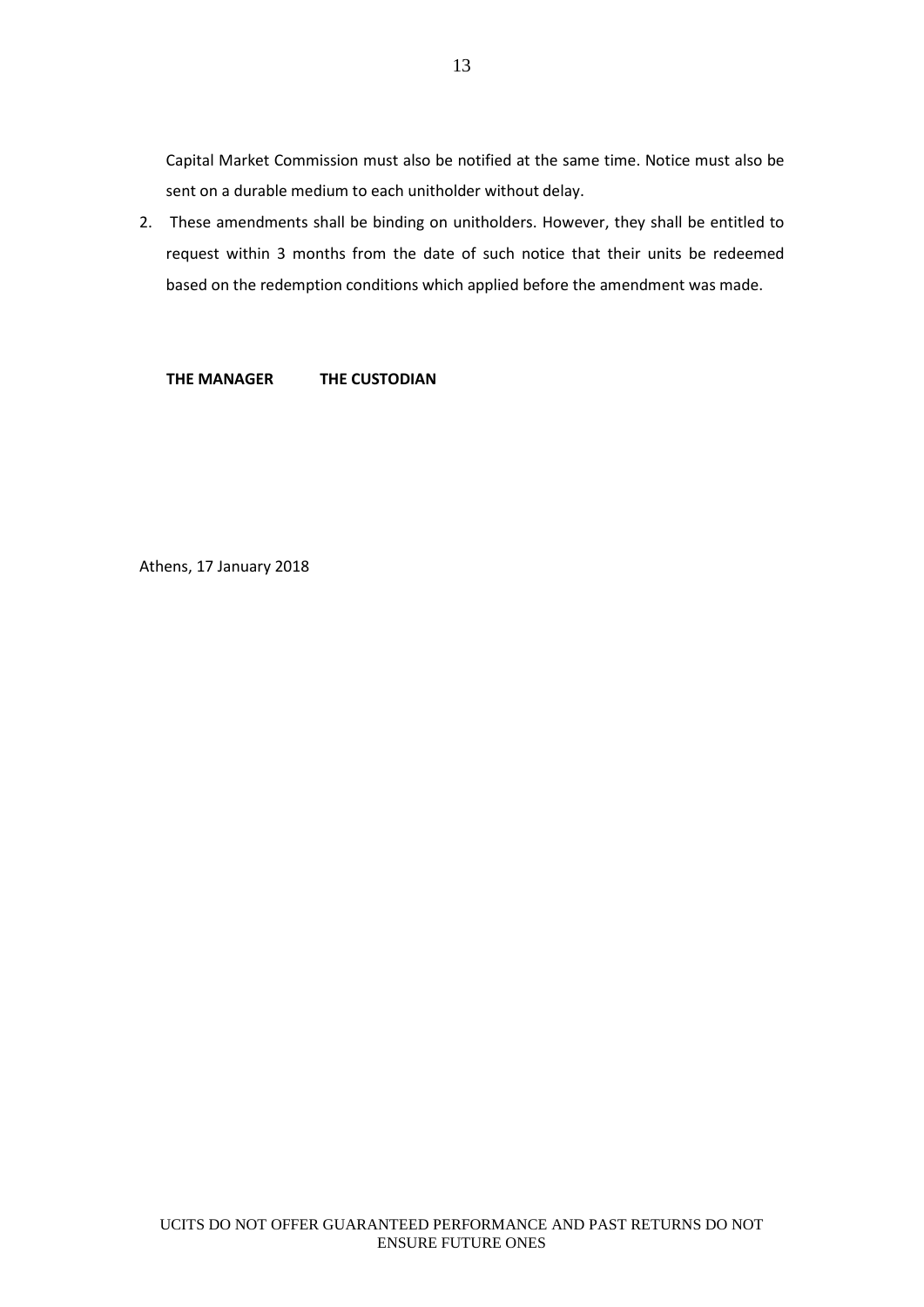Capital Market Commission must also be notified at the same time. Notice must also be sent on a durable medium to each unitholder without delay.

2. These amendments shall be binding on unitholders. However, they shall be entitled to request within 3 months from the date of such notice that their units be redeemed based on the redemption conditions which applied before the amendment was made.

**THE MANAGER** **THE CUSTODIAN**

Athens, 17 January 2018

UCITS DO NOT OFFER GUARANTEED PERFORMANCE AND PAST RETURNS DO NOT ENSURE FUTURE ONES